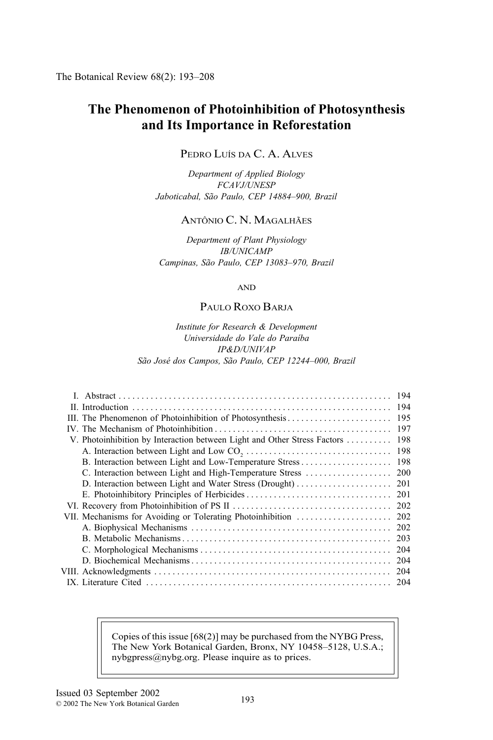# The Phenomenon of Photoinhibition of Photosynthesis and Its Importance in Reforestation

PEDRO LUÍS DA C. A. ALVES

*Department of Applied Biology*
*FCAVJ/UNESP*
*Jaboticabal, São Paulo, CEP 14884–900, Brazil*

ANTÔNIO C. N. MAGALHÃES

*Department of Plant Physiology*
*IB/UNICAMP*
*Campinas, São Paulo, CEP 13083–970, Brazil*

AND

PAULO ROXO BARJA

*Institute for Research & Development*
*Universidade do Vale do Paraíba*
*IP&D/UNIVAP*
*São José dos Campos, São Paulo, CEP 12244–000, Brazil*

| | |
|---|---|
| I. Abstract | 194 |
| II. Introduction | 194 |
| III. The Phenomenon of Photoinhibition of Photosynthesis | 195 |
| IV. The Mechanism of Photoinhibition | 197 |
| V. Photoinhibition by Interaction between Light and Other Stress Factors | 198 |
| A. Interaction between Light and Low $CO_2$ | 198 |
| B. Interaction between Light and Low-Temperature Stress | 198 |
| C. Interaction between Light and High-Temperature Stress | 200 |
| D. Interaction between Light and Water Stress (Drought) | 201 |
| E. Photoinhibitory Principles of Herbicides | 201 |
| VI. Recovery from Photoinhibition of PS II | 202 |
| VII. Mechanisms for Avoiding or Tolerating Photoinhibition | 202 |
| A. Biophysical Mechanisms | 202 |
| B. Metabolic Mechanisms | 203 |
| C. Morphological Mechanisms | 204 |
| D. Biochemical Mechanisms | 204 |
| VIII. Acknowledgments | 204 |
| IX. Literature Cited | 204 |

Copies of this issue [68(2)] may be purchased from the NYBG Press, The New York Botanical Garden, Bronx, NY 10458–5128, U.S.A.; nybgpress@nybg.org. Please inquire as to prices.

Issued 03 September 2002
© 2002 The New York Botanical Garden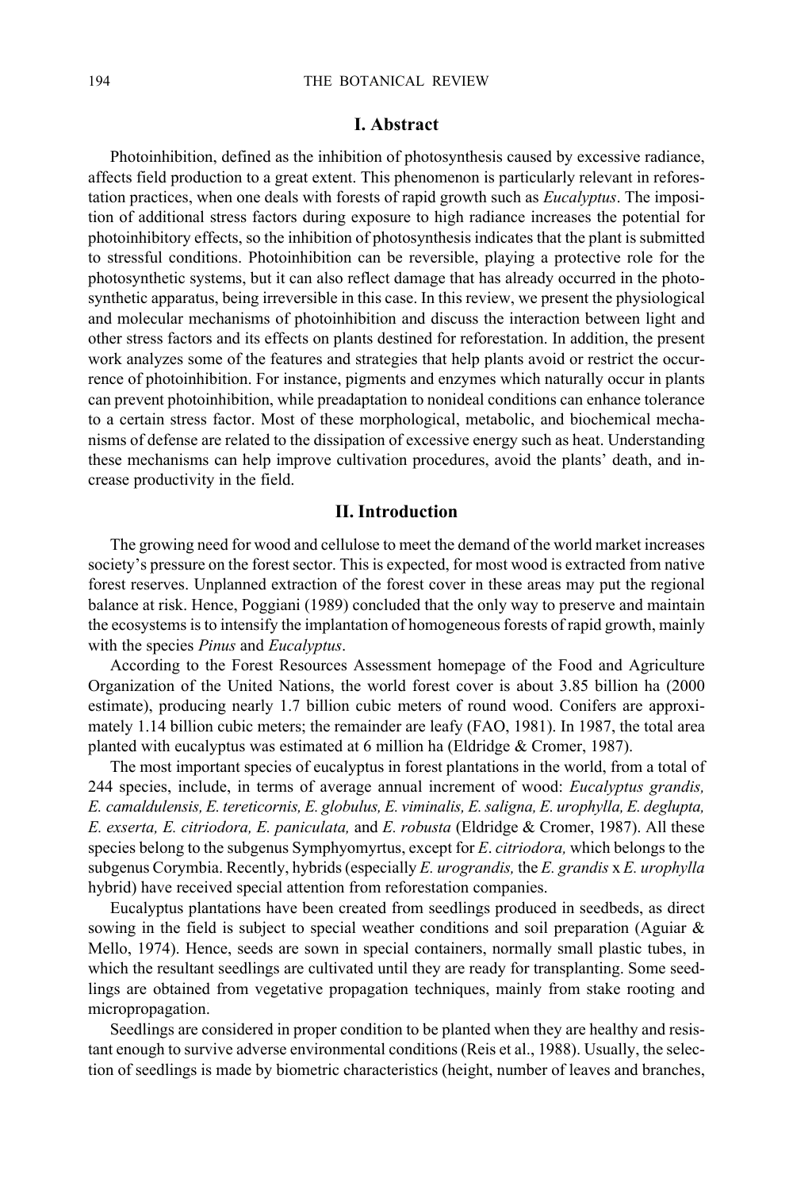## I. Abstract

Photoinhibition, defined as the inhibition of photosynthesis caused by excessive radiance, affects field production to a great extent. This phenomenon is particularly relevant in reforestation practices, when one deals with forests of rapid growth such as *Eucalyptus*. The imposition of additional stress factors during exposure to high radiance increases the potential for photoinhibitory effects, so the inhibition of photosynthesis indicates that the plant is submitted to stressful conditions. Photoinhibition can be reversible, playing a protective role for the photosynthetic systems, but it can also reflect damage that has already occurred in the photosynthetic apparatus, being irreversible in this case. In this review, we present the physiological and molecular mechanisms of photoinhibition and discuss the interaction between light and other stress factors and its effects on plants destined for reforestation. In addition, the present work analyzes some of the features and strategies that help plants avoid or restrict the occurrence of photoinhibition. For instance, pigments and enzymes which naturally occur in plants can prevent photoinhibition, while preadaptation to nonideal conditions can enhance tolerance to a certain stress factor. Most of these morphological, metabolic, and biochemical mechanisms of defense are related to the dissipation of excessive energy such as heat. Understanding these mechanisms can help improve cultivation procedures, avoid the plants' death, and increase productivity in the field.

## II. Introduction

The growing need for wood and cellulose to meet the demand of the world market increases society's pressure on the forest sector. This is expected, for most wood is extracted from native forest reserves. Unplanned extraction of the forest cover in these areas may put the regional balance at risk. Hence, Poggiani (1989) concluded that the only way to preserve and maintain the ecosystems is to intensify the implantation of homogeneous forests of rapid growth, mainly with the species *Pinus* and *Eucalyptus*.

According to the Forest Resources Assessment homepage of the Food and Agriculture Organization of the United Nations, the world forest cover is about 3.85 billion ha (2000 estimate), producing nearly 1.7 billion cubic meters of round wood. Conifers are approximately 1.14 billion cubic meters; the remainder are leafy (FAO, 1981). In 1987, the total area planted with eucalyptus was estimated at 6 million ha (Eldridge & Cromer, 1987).

The most important species of eucalyptus in forest plantations in the world, from a total of 244 species, include, in terms of average annual increment of wood: *Eucalyptus grandis, E. camaldulensis, E. tereticornis, E. globulus, E. viminalis, E. saligna, E. urophylla, E. deglupta, E. exserta, E. citriodora, E. paniculata,* and *E. robusta* (Eldridge & Cromer, 1987). All these species belong to the subgenus Symphyomyrtus, except for *E. citriodora,* which belongs to the subgenus Corymbia. Recently, hybrids (especially *E. urograndis,* the *E. grandis* x *E. urophylla* hybrid) have received special attention from reforestation companies.

Eucalyptus plantations have been created from seedlings produced in seedbeds, as direct sowing in the field is subject to special weather conditions and soil preparation (Aguiar & Mello, 1974). Hence, seeds are sown in special containers, normally small plastic tubes, in which the resultant seedlings are cultivated until they are ready for transplanting. Some seedlings are obtained from vegetative propagation techniques, mainly from stake rooting and micropropagation.

Seedlings are considered in proper condition to be planted when they are healthy and resistant enough to survive adverse environmental conditions (Reis et al., 1988). Usually, the selection of seedlings is made by biometric characteristics (height, number of leaves and branches,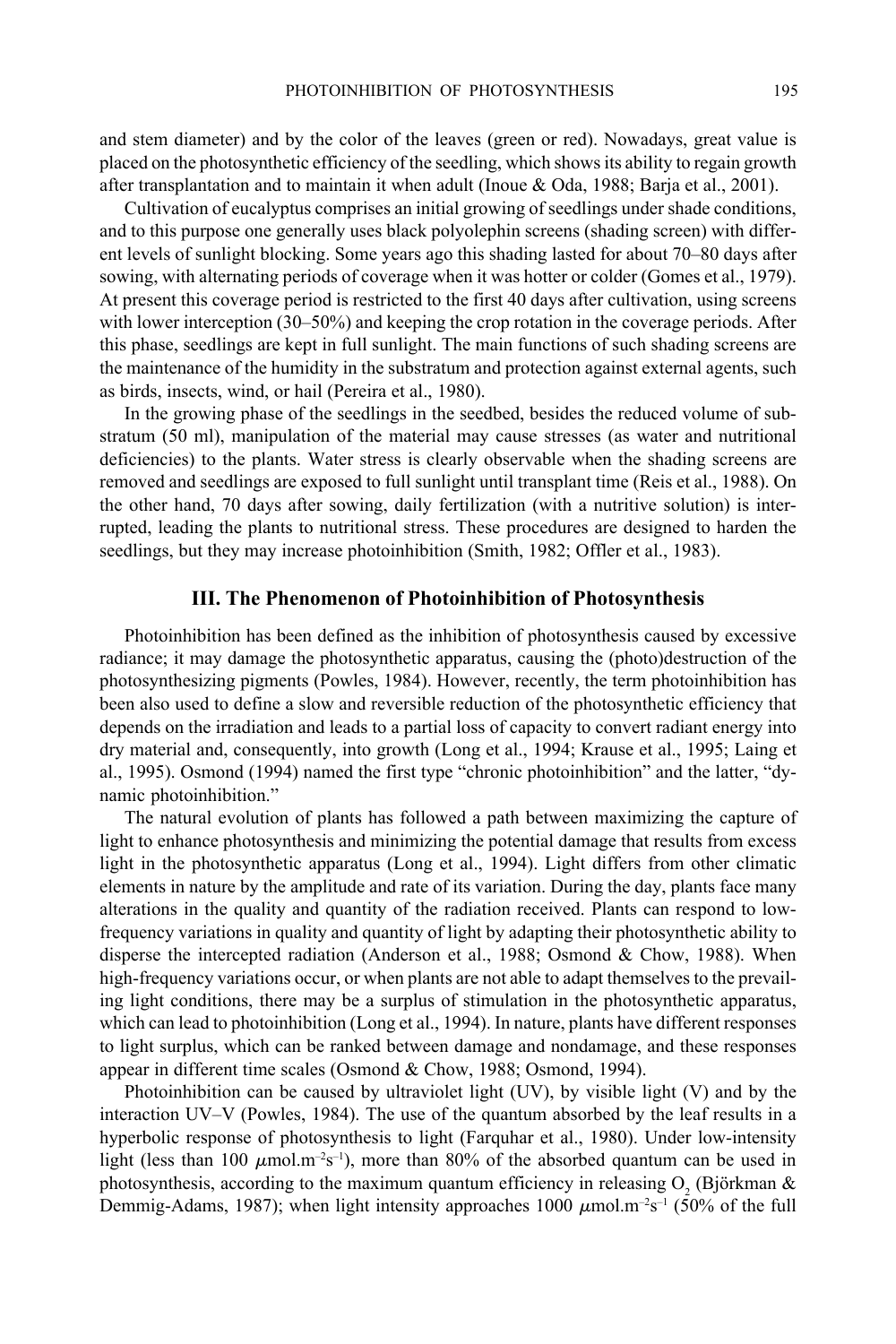and stem diameter) and by the color of the leaves (green or red). Nowadays, great value is placed on the photosynthetic efficiency of the seedling, which shows its ability to regain growth after transplantation and to maintain it when adult (Inoue & Oda, 1988; Barja et al., 2001).

Cultivation of eucalyptus comprises an initial growing of seedlings under shade conditions, and to this purpose one generally uses black polyolephin screens (shading screen) with different levels of sunlight blocking. Some years ago this shading lasted for about 70–80 days after sowing, with alternating periods of coverage when it was hotter or colder (Gomes et al., 1979). At present this coverage period is restricted to the first 40 days after cultivation, using screens with lower interception (30–50%) and keeping the crop rotation in the coverage periods. After this phase, seedlings are kept in full sunlight. The main functions of such shading screens are the maintenance of the humidity in the substratum and protection against external agents, such as birds, insects, wind, or hail (Pereira et al., 1980).

In the growing phase of the seedlings in the seedbed, besides the reduced volume of substratum (50 ml), manipulation of the material may cause stresses (as water and nutritional deficiencies) to the plants. Water stress is clearly observable when the shading screens are removed and seedlings are exposed to full sunlight until transplant time (Reis et al., 1988). On the other hand, 70 days after sowing, daily fertilization (with a nutritive solution) is interrupted, leading the plants to nutritional stress. These procedures are designed to harden the seedlings, but they may increase photoinhibition (Smith, 1982; Offler et al., 1983).

## III. The Phenomenon of Photoinhibition of Photosynthesis

Photoinhibition has been defined as the inhibition of photosynthesis caused by excessive radiance; it may damage the photosynthetic apparatus, causing the (photo)destruction of the photosynthesizing pigments (Powles, 1984). However, recently, the term photoinhibition has been also used to define a slow and reversible reduction of the photosynthetic efficiency that depends on the irradiation and leads to a partial loss of capacity to convert radiant energy into dry material and, consequently, into growth (Long et al., 1994; Krause et al., 1995; Laing et al., 1995). Osmond (1994) named the first type "chronic photoinhibition" and the latter, "dynamic photoinhibition."

The natural evolution of plants has followed a path between maximizing the capture of light to enhance photosynthesis and minimizing the potential damage that results from excess light in the photosynthetic apparatus (Long et al., 1994). Light differs from other climatic elements in nature by the amplitude and rate of its variation. During the day, plants face many alterations in the quality and quantity of the radiation received. Plants can respond to low-frequency variations in quality and quantity of light by adapting their photosynthetic ability to disperse the intercepted radiation (Anderson et al., 1988; Osmond & Chow, 1988). When high-frequency variations occur, or when plants are not able to adapt themselves to the prevailing light conditions, there may be a surplus of stimulation in the photosynthetic apparatus, which can lead to photoinhibition (Long et al., 1994). In nature, plants have different responses to light surplus, which can be ranked between damage and nondamage, and these responses appear in different time scales (Osmond & Chow, 1988; Osmond, 1994).

Photoinhibition can be caused by ultraviolet light (UV), by visible light (V) and by the interaction UV–V (Powles, 1984). The use of the quantum absorbed by the leaf results in a hyperbolic response of photosynthesis to light (Farquhar et al., 1980). Under low-intensity light (less than 100 $\mu$mol.m$^{-2}$s$^{-1}$), more than 80% of the absorbed quantum can be used in photosynthesis, according to the maximum quantum efficiency in releasing $O_2$ (Björkman & Demmig-Adams, 1987); when light intensity approaches 1000 $\mu$mol.m$^{-2}$s$^{-1}$ (50% of the full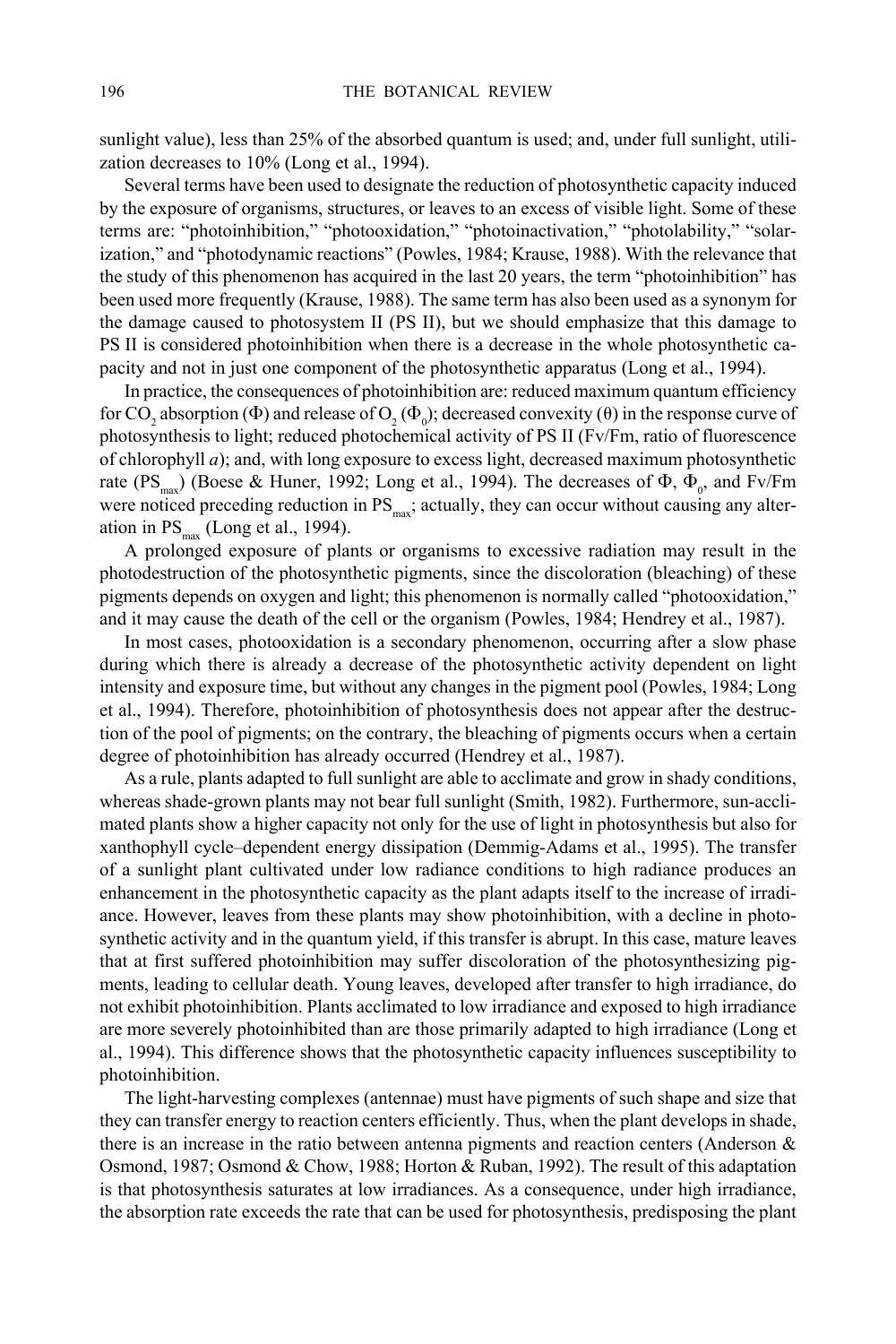sunlight value), less than 25% of the absorbed quantum is used; and, under full sunlight, utilization decreases to 10% (Long et al., 1994).

Several terms have been used to designate the reduction of photosynthetic capacity induced by the exposure of organisms, structures, or leaves to an excess of visible light. Some of these terms are: "photoinhibition," "photooxidation," "photoinactivation," "photolability," "solarization," and "photodynamic reactions" (Powles, 1984; Krause, 1988). With the relevance that the study of this phenomenon has acquired in the last 20 years, the term "photoinhibition" has been used more frequently (Krause, 1988). The same term has also been used as a synonym for the damage caused to photosystem II (PS II), but we should emphasize that this damage to PS II is considered photoinhibition when there is a decrease in the whole photosynthetic capacity and not in just one component of the photosynthetic apparatus (Long et al., 1994).

In practice, the consequences of photoinhibition are: reduced maximum quantum efficiency for $CO_2$ absorption ($\Phi$) and release of $O_2$ ($\Phi_0$); decreased convexity ($\theta$) in the response curve of photosynthesis to light; reduced photochemical activity of PS II (Fv/Fm, ratio of fluorescence of chlorophyll *a*); and, with long exposure to excess light, decreased maximum photosynthetic rate ($PS_{max}$) (Boese & Huner, 1992; Long et al., 1994). The decreases of $\Phi$, $\Phi_0$, and Fv/Fm were noticed preceding reduction in $PS_{max}$; actually, they can occur without causing any alteration in $PS_{max}$ (Long et al., 1994).

A prolonged exposure of plants or organisms to excessive radiation may result in the photodestruction of the photosynthetic pigments, since the discoloration (bleaching) of these pigments depends on oxygen and light; this phenomenon is normally called "photooxidation," and it may cause the death of the cell or the organism (Powles, 1984; Hendrey et al., 1987).

In most cases, photooxidation is a secondary phenomenon, occurring after a slow phase during which there is already a decrease of the photosynthetic activity dependent on light intensity and exposure time, but without any changes in the pigment pool (Powles, 1984; Long et al., 1994). Therefore, photoinhibition of photosynthesis does not appear after the destruction of the pool of pigments; on the contrary, the bleaching of pigments occurs when a certain degree of photoinhibition has already occurred (Hendrey et al., 1987).

As a rule, plants adapted to full sunlight are able to acclimate and grow in shady conditions, whereas shade-grown plants may not bear full sunlight (Smith, 1982). Furthermore, sun-acclimated plants show a higher capacity not only for the use of light in photosynthesis but also for xanthophyll cycle–dependent energy dissipation (Demmig-Adams et al., 1995). The transfer of a sunlight plant cultivated under low radiance conditions to high radiance produces an enhancement in the photosynthetic capacity as the plant adapts itself to the increase of irradiance. However, leaves from these plants may show photoinhibition, with a decline in photosynthetic activity and in the quantum yield, if this transfer is abrupt. In this case, mature leaves that at first suffered photoinhibition may suffer discoloration of the photosynthesizing pigments, leading to cellular death. Young leaves, developed after transfer to high irradiance, do not exhibit photoinhibition. Plants acclimated to low irradiance and exposed to high irradiance are more severely photoinhibited than are those primarily adapted to high irradiance (Long et al., 1994). This difference shows that the photosynthetic capacity influences susceptibility to photoinhibition.

The light-harvesting complexes (antennae) must have pigments of such shape and size that they can transfer energy to reaction centers efficiently. Thus, when the plant develops in shade, there is an increase in the ratio between antenna pigments and reaction centers (Anderson & Osmond, 1987; Osmond & Chow, 1988; Horton & Ruban, 1992). The result of this adaptation is that photosynthesis saturates at low irradiances. As a consequence, under high irradiance, the absorption rate exceeds the rate that can be used for photosynthesis, predisposing the plant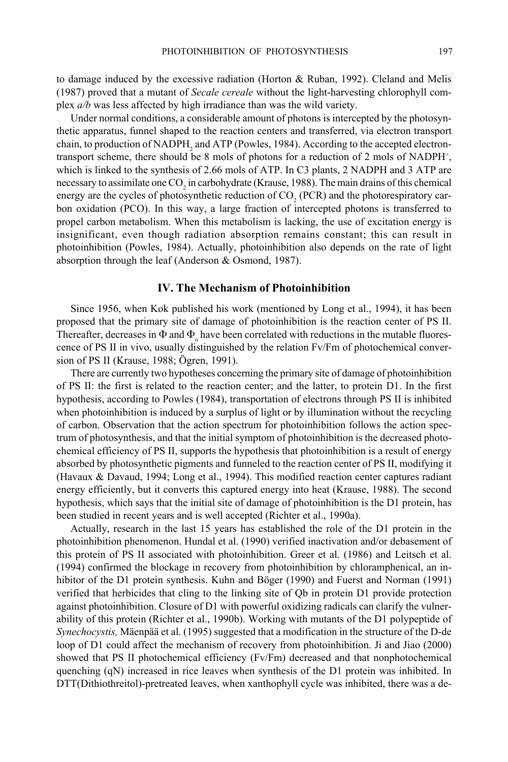to damage induced by the excessive radiation (Horton & Ruban, 1992). Cleland and Melis (1987) proved that a mutant of *Secale cereale* without the light-harvesting chlorophyll complex *a/b* was less affected by high irradiance than was the wild variety.

Under normal conditions, a considerable amount of photons is intercepted by the photosynthetic apparatus, funnel shaped to the reaction centers and transferred, via electron transport chain, to production of $NADPH_2$ and ATP (Powles, 1984). According to the accepted electron-transport scheme, there should be 8 mols of photons for a reduction of 2 mols of $NADPH^+$, which is linked to the synthesis of 2.66 mols of ATP. In C3 plants, 2 NADPH and 3 ATP are necessary to assimilate one $CO_2$ in carbohydrate (Krause, 1988). The main drains of this chemical energy are the cycles of photosynthetic reduction of $CO_2$ (PCR) and the photorespiratory carbon oxidation (PCO). In this way, a large fraction of intercepted photons is transferred to propel carbon metabolism. When this metabolism is lacking, the use of excitation energy is insignificant, even though radiation absorption remains constant; this can result in photoinhibition (Powles, 1984). Actually, photoinhibition also depends on the rate of light absorption through the leaf (Anderson & Osmond, 1987).

## IV. The Mechanism of Photoinhibition

Since 1956, when Kok published his work (mentioned by Long et al., 1994), it has been proposed that the primary site of damage of photoinhibition is the reaction center of PS II. Thereafter, decreases in $\Phi$ and $\Phi_o$ have been correlated with reductions in the mutable fluorescence of PS II in vivo, usually distinguished by the relation Fv/Fm of photochemical conversion of PS II (Krause, 1988; Ögren, 1991).

There are currently two hypotheses concerning the primary site of damage of photoinhibition of PS II: the first is related to the reaction center; and the latter, to protein D1. In the first hypothesis, according to Powles (1984), transportation of electrons through PS II is inhibited when photoinhibition is induced by a surplus of light or by illumination without the recycling of carbon. Observation that the action spectrum for photoinhibition follows the action spectrum of photosynthesis, and that the initial symptom of photoinhibition is the decreased photochemical efficiency of PS II, supports the hypothesis that photoinhibition is a result of energy absorbed by photosynthetic pigments and funneled to the reaction center of PS II, modifying it (Havaux & Davaud, 1994; Long et al., 1994). This modified reaction center captures radiant energy efficiently, but it converts this captured energy into heat (Krause, 1988). The second hypothesis, which says that the initial site of damage of photoinhibition is the D1 protein, has been studied in recent years and is well accepted (Richter et al., 1990a).

Actually, research in the last 15 years has established the role of the D1 protein in the photoinhibition phenomenon. Hundal et al. (1990) verified inactivation and/or debasement of this protein of PS II associated with photoinhibition. Greer et al. (1986) and Leitsch et al. (1994) confirmed the blockage in recovery from photoinhibition by chloramphenical, an inhibitor of the D1 protein synthesis. Kuhn and Böger (1990) and Fuerst and Norman (1991) verified that herbicides that cling to the linking site of Qb in protein D1 provide protection against photoinhibition. Closure of D1 with powerful oxidizing radicals can clarify the vulnerability of this protein (Richter et al., 1990b). Working with mutants of the D1 polypeptide of *Synechocystis,* Mäenpää et al. (1995) suggested that a modification in the structure of the D-de loop of D1 could affect the mechanism of recovery from photoinhibition. Ji and Jiao (2000) showed that PS II photochemical efficiency (Fv/Fm) decreased and that nonphotochemical quenching (qN) increased in rice leaves when synthesis of the D1 protein was inhibited. In DTT(Dithiothreitol)-pretreated leaves, when xanthophyll cycle was inhibited, there was a de-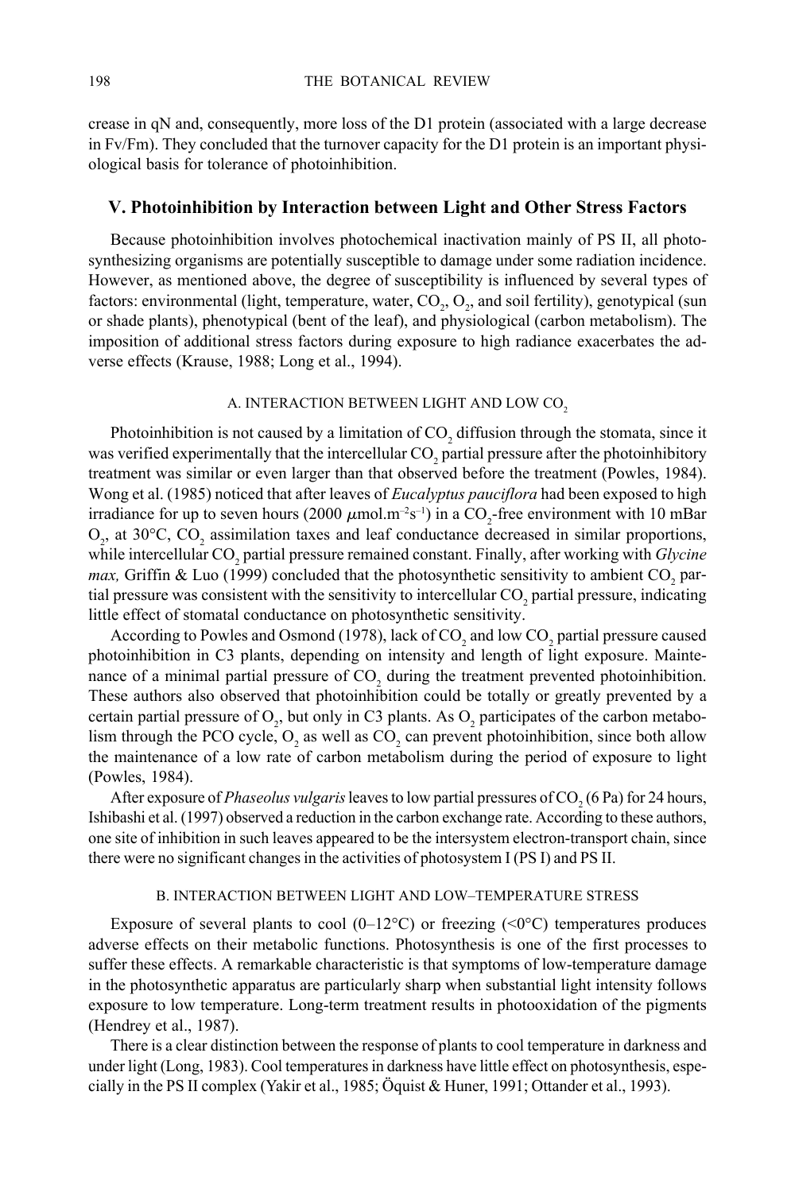crease in qN and, consequently, more loss of the D1 protein (associated with a large decrease in Fv/Fm). They concluded that the turnover capacity for the D1 protein is an important physiological basis for tolerance of photoinhibition.

## V. Photoinhibition by Interaction between Light and Other Stress Factors

Because photoinhibition involves photochemical inactivation mainly of PS II, all photosynthesizing organisms are potentially susceptible to damage under some radiation incidence. However, as mentioned above, the degree of susceptibility is influenced by several types of factors: environmental (light, temperature, water, $CO_2$, $O_2$, and soil fertility), genotypical (sun or shade plants), phenotypical (bent of the leaf), and physiological (carbon metabolism). The imposition of additional stress factors during exposure to high radiance exacerbates the adverse effects (Krause, 1988; Long et al., 1994).

### A. Interaction between Light and Low $CO_2$

Photoinhibition is not caused by a limitation of $CO_2$ diffusion through the stomata, since it was verified experimentally that the intercellular $CO_2$ partial pressure after the photoinhibitory treatment was similar or even larger than that observed before the treatment (Powles, 1984). Wong et al. (1985) noticed that after leaves of *Eucalyptus pauciflora* had been exposed to high irradiance for up to seven hours (2000 $\mu$mol.m$^{-2}$s$^{-1}$) in a $CO_2$-free environment with 10 mBar $O_2$, at 30°C, $CO_2$ assimilation taxes and leaf conductance decreased in similar proportions, while intercellular $CO_2$ partial pressure remained constant. Finally, after working with *Glycine max,* Griffin & Luo (1999) concluded that the photosynthetic sensitivity to ambient $CO_2$ partial pressure was consistent with the sensitivity to intercellular $CO_2$ partial pressure, indicating little effect of stomatal conductance on photosynthetic sensitivity.

According to Powles and Osmond (1978), lack of $CO_2$ and low $CO_2$ partial pressure caused photoinhibition in C3 plants, depending on intensity and length of light exposure. Maintenance of a minimal partial pressure of $CO_2$ during the treatment prevented photoinhibition. These authors also observed that photoinhibition could be totally or greatly prevented by a certain partial pressure of $O_2$, but only in C3 plants. As $O_2$ participates of the carbon metabolism through the PCO cycle, $O_2$ as well as $CO_2$ can prevent photoinhibition, since both allow the maintenance of a low rate of carbon metabolism during the period of exposure to light (Powles, 1984).

After exposure of *Phaseolus vulgaris* leaves to low partial pressures of $CO_2$ (6 Pa) for 24 hours, Ishibashi et al. (1997) observed a reduction in the carbon exchange rate. According to these authors, one site of inhibition in such leaves appeared to be the intersystem electron-transport chain, since there were no significant changes in the activities of photosystem I (PS I) and PS II.

### B. Interaction between Light and Low–Temperature Stress

Exposure of several plants to cool (0–12°C) or freezing (<0°C) temperatures produces adverse effects on their metabolic functions. Photosynthesis is one of the first processes to suffer these effects. A remarkable characteristic is that symptoms of low-temperature damage in the photosynthetic apparatus are particularly sharp when substantial light intensity follows exposure to low temperature. Long-term treatment results in photooxidation of the pigments (Hendrey et al., 1987).

There is a clear distinction between the response of plants to cool temperature in darkness and under light (Long, 1983). Cool temperatures in darkness have little effect on photosynthesis, especially in the PS II complex (Yakir et al., 1985; Öquist & Huner, 1991; Ottander et al., 1993).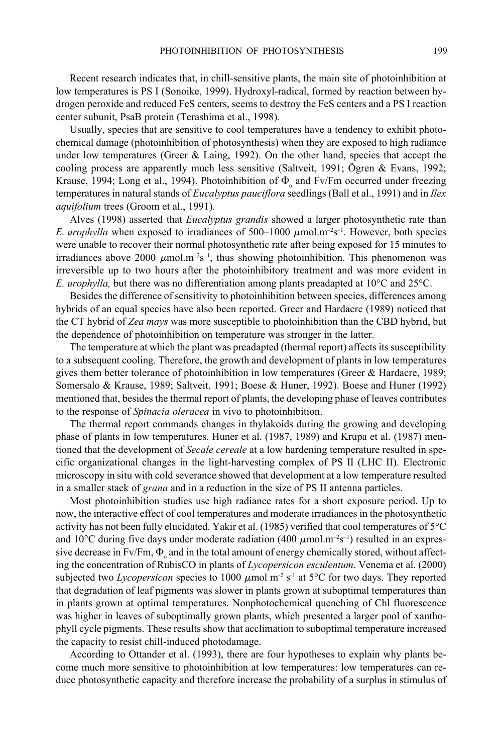Recent research indicates that, in chill-sensitive plants, the main site of photoinhibition at low temperatures is PS I (Sonoike, 1999). Hydroxyl-radical, formed by reaction between hydrogen peroxide and reduced FeS centers, seems to destroy the FeS centers and a PS I reaction center subunit, PsaB protein (Terashima et al., 1998).

Usually, species that are sensitive to cool temperatures have a tendency to exhibit photochemical damage (photoinhibition of photosynthesis) when they are exposed to high radiance under low temperatures (Greer & Laing, 1992). On the other hand, species that accept the cooling process are apparently much less sensitive (Saltveit, 1991; Ögren & Evans, 1992; Krause, 1994; Long et al., 1994). Photoinhibition of $\Phi_o$ and Fv/Fm occurred under freezing temperatures in natural stands of *Eucalyptus pauciflora* seedlings (Ball et al., 1991) and in *Ilex aquifolium* trees (Groom et al., 1991).

Alves (1998) asserted that *Eucalyptus grandis* showed a larger photosynthetic rate than *E. urophylla* when exposed to irradiances of 500–1000 $\mu$mol.m$^{-2}$s$^{-1}$. However, both species were unable to recover their normal photosynthetic rate after being exposed for 15 minutes to irradiances above 2000 $\mu$mol.m$^{-2}$s$^{-1}$, thus showing photoinhibition. This phenomenon was irreversible up to two hours after the photoinhibitory treatment and was more evident in *E. urophylla,* but there was no differentiation among plants preadapted at 10°C and 25°C.

Besides the difference of sensitivity to photoinhibition between species, differences among hybrids of an equal species have also been reported. Greer and Hardacre (1989) noticed that the CT hybrid of *Zea mays* was more susceptible to photoinhibition than the CBD hybrid, but the dependence of photoinhibition on temperature was stronger in the latter.

The temperature at which the plant was preadapted (thermal report) affects its susceptibility to a subsequent cooling. Therefore, the growth and development of plants in low temperatures gives them better tolerance of photoinhibition in low temperatures (Greer & Hardacre, 1989; Somersalo & Krause, 1989; Saltveit, 1991; Boese & Huner, 1992). Boese and Huner (1992) mentioned that, besides the thermal report of plants, the developing phase of leaves contributes to the response of *Spinacia oleracea* in vivo to photoinhibition.

The thermal report commands changes in thylakoids during the growing and developing phase of plants in low temperatures. Huner et al. (1987, 1989) and Krupa et al. (1987) mentioned that the development of *Secale cereale* at a low hardening temperature resulted in specific organizational changes in the light-harvesting complex of PS II (LHC II). Electronic microscopy in situ with cold severance showed that development at a low temperature resulted in a smaller stack of *grana* and in a reduction in the size of PS II antenna particles.

Most photoinhibition studies use high radiance rates for a short exposure period. Up to now, the interactive effect of cool temperatures and moderate irradiances in the photosynthetic activity has not been fully elucidated. Yakir et al. (1985) verified that cool temperatures of 5°C and 10°C during five days under moderate radiation (400 $\mu$mol.m$^{-2}$s$^{-1}$) resulted in an expressive decrease in Fv/Fm, $\Phi_o$ and in the total amount of energy chemically stored, without affecting the concentration of RubisCO in plants of *Lycopersicon esculentum*. Venema et al. (2000) subjected two *Lycopersicon* species to 1000 $\mu$mol m$^{-2}$ s$^{-1}$ at 5°C for two days. They reported that degradation of leaf pigments was slower in plants grown at suboptimal temperatures than in plants grown at optimal temperatures. Nonphotochemical quenching of Chl fluorescence was higher in leaves of suboptimally grown plants, which presented a larger pool of xanthophyll cycle pigments. These results show that acclimation to suboptimal temperature increased the capacity to resist chill-induced photodamage.

According to Ottander et al. (1993), there are four hypotheses to explain why plants become much more sensitive to photoinhibition at low temperatures: low temperatures can reduce photosynthetic capacity and therefore increase the probability of a surplus in stimulus of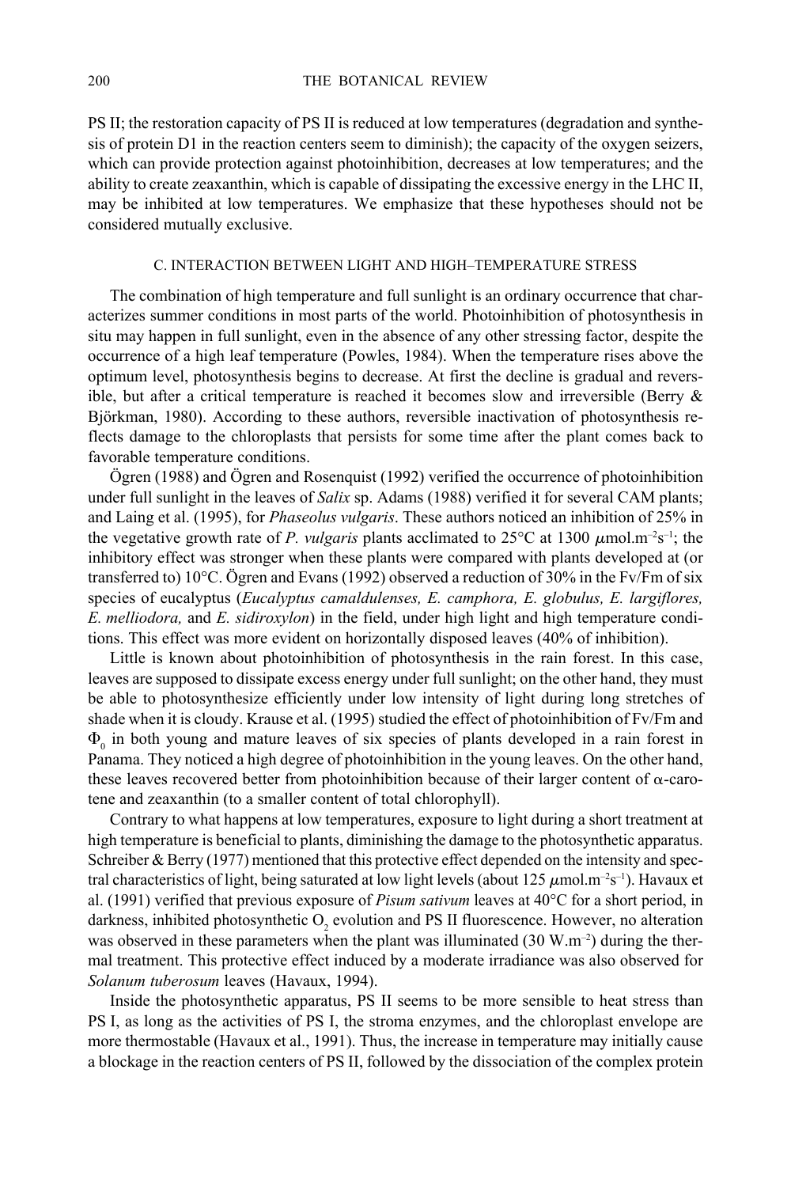PS II; the restoration capacity of PS II is reduced at low temperatures (degradation and synthesis of protein D1 in the reaction centers seem to diminish); the capacity of the oxygen seizers, which can provide protection against photoinhibition, decreases at low temperatures; and the ability to create zeaxanthin, which is capable of dissipating the excessive energy in the LHC II, may be inhibited at low temperatures. We emphasize that these hypotheses should not be considered mutually exclusive.

### C. INTERACTION BETWEEN LIGHT AND HIGH–TEMPERATURE STRESS

The combination of high temperature and full sunlight is an ordinary occurrence that characterizes summer conditions in most parts of the world. Photoinhibition of photosynthesis in situ may happen in full sunlight, even in the absence of any other stressing factor, despite the occurrence of a high leaf temperature (Powles, 1984). When the temperature rises above the optimum level, photosynthesis begins to decrease. At first the decline is gradual and reversible, but after a critical temperature is reached it becomes slow and irreversible (Berry & Björkman, 1980). According to these authors, reversible inactivation of photosynthesis reflects damage to the chloroplasts that persists for some time after the plant comes back to favorable temperature conditions.

Ögren (1988) and Ögren and Rosenquist (1992) verified the occurrence of photoinhibition under full sunlight in the leaves of *Salix* sp. Adams (1988) verified it for several CAM plants; and Laing et al. (1995), for *Phaseolus vulgaris*. These authors noticed an inhibition of 25% in the vegetative growth rate of *P. vulgaris* plants acclimated to 25°C at 1300 $\mu$mol.m$^{-2}$s$^{-1}$; the inhibitory effect was stronger when these plants were compared with plants developed at (or transferred to) 10°C. Ögren and Evans (1992) observed a reduction of 30% in the Fv/Fm of six species of eucalyptus (*Eucalyptus camaldulenses, E. camphora, E. globulus, E. largiflores, E. melliodora,* and *E. sidiroxylon*) in the field, under high light and high temperature conditions. This effect was more evident on horizontally disposed leaves (40% of inhibition).

Little is known about photoinhibition of photosynthesis in the rain forest. In this case, leaves are supposed to dissipate excess energy under full sunlight; on the other hand, they must be able to photosynthesize efficiently under low intensity of light during long stretches of shade when it is cloudy. Krause et al. (1995) studied the effect of photoinhibition of Fv/Fm and $\Phi_0$ in both young and mature leaves of six species of plants developed in a rain forest in Panama. They noticed a high degree of photoinhibition in the young leaves. On the other hand, these leaves recovered better from photoinhibition because of their larger content of $\alpha$-carotene and zeaxanthin (to a smaller content of total chlorophyll).

Contrary to what happens at low temperatures, exposure to light during a short treatment at high temperature is beneficial to plants, diminishing the damage to the photosynthetic apparatus. Schreiber & Berry (1977) mentioned that this protective effect depended on the intensity and spectral characteristics of light, being saturated at low light levels (about 125 $\mu$mol.m$^{-2}$s$^{-1}$). Havaux et al. (1991) verified that previous exposure of *Pisum sativum* leaves at 40°C for a short period, in darkness, inhibited photosynthetic $O_2$ evolution and PS II fluorescence. However, no alteration was observed in these parameters when the plant was illuminated (30 W.m$^{-2}$) during the thermal treatment. This protective effect induced by a moderate irradiance was also observed for *Solanum tuberosum* leaves (Havaux, 1994).

Inside the photosynthetic apparatus, PS II seems to be more sensible to heat stress than PS I, as long as the activities of PS I, the stroma enzymes, and the chloroplast envelope are more thermostable (Havaux et al., 1991). Thus, the increase in temperature may initially cause a blockage in the reaction centers of PS II, followed by the dissociation of the complex protein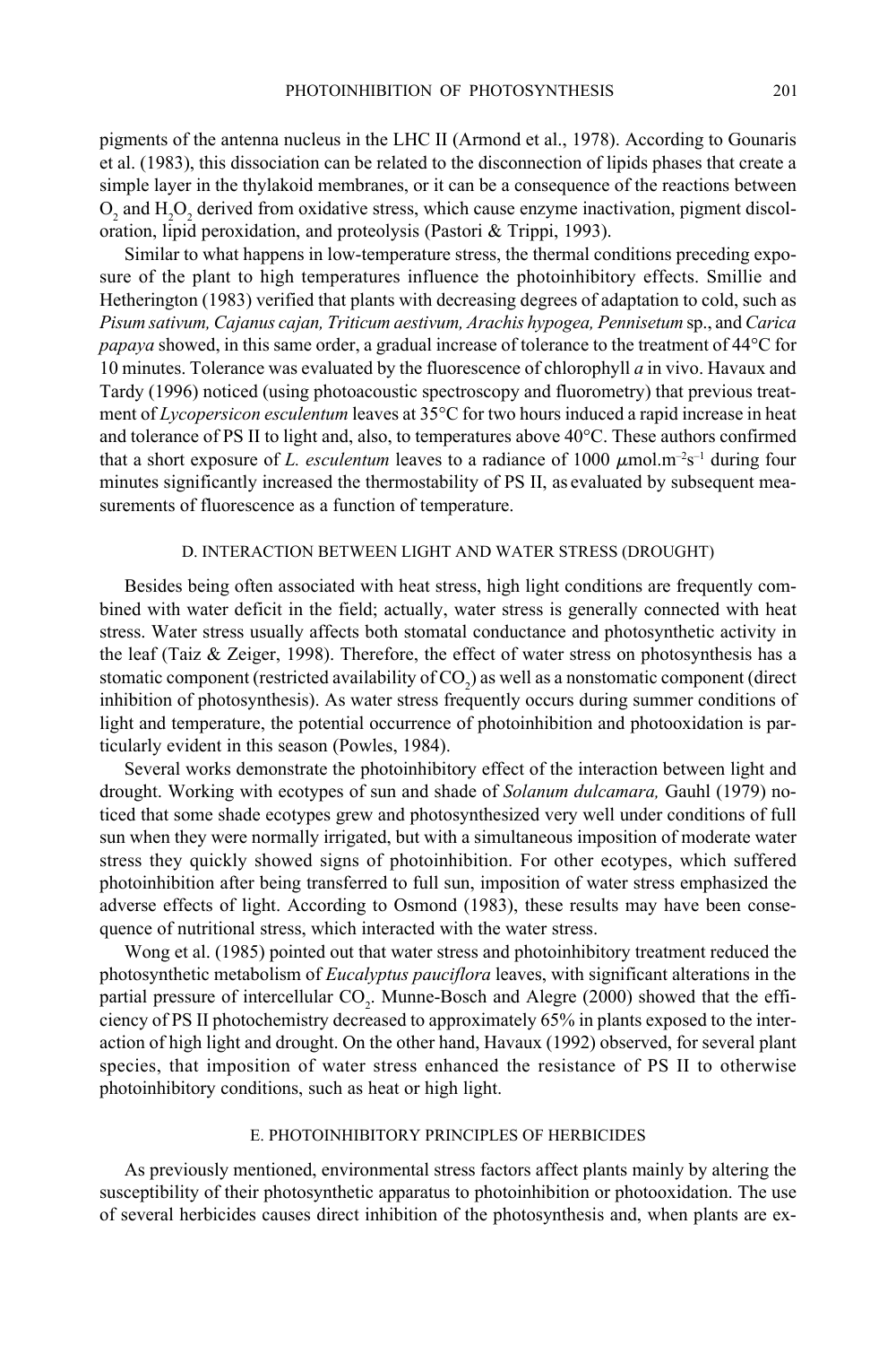pigments of the antenna nucleus in the LHC II (Armond et al., 1978). According to Gounaris et al. (1983), this dissociation can be related to the disconnection of lipids phases that create a simple layer in the thylakoid membranes, or it can be a consequence of the reactions between $O_2$ and $H_2O_2$ derived from oxidative stress, which cause enzyme inactivation, pigment discoloration, lipid peroxidation, and proteolysis (Pastori & Trippi, 1993).

Similar to what happens in low-temperature stress, the thermal conditions preceding exposure of the plant to high temperatures influence the photoinhibitory effects. Smillie and Hetherington (1983) verified that plants with decreasing degrees of adaptation to cold, such as *Pisum sativum, Cajanus cajan, Triticum aestivum, Arachis hypogea, Pennisetum* sp., and *Carica papaya* showed, in this same order, a gradual increase of tolerance to the treatment of 44°C for 10 minutes. Tolerance was evaluated by the fluorescence of chlorophyll *a* in vivo. Havaux and Tardy (1996) noticed (using photoacoustic spectroscopy and fluorometry) that previous treatment of *Lycopersicon esculentum* leaves at 35°C for two hours induced a rapid increase in heat and tolerance of PS II to light and, also, to temperatures above 40°C. These authors confirmed that a short exposure of *L. esculentum* leaves to a radiance of 1000 $\mu$mol.m$^{-2}$s$^{-1}$ during four minutes significantly increased the thermostability of PS II, as evaluated by subsequent measurements of fluorescence as a function of temperature.

### D. INTERACTION BETWEEN LIGHT AND WATER STRESS (DROUGHT)

Besides being often associated with heat stress, high light conditions are frequently combined with water deficit in the field; actually, water stress is generally connected with heat stress. Water stress usually affects both stomatal conductance and photosynthetic activity in the leaf (Taiz & Zeiger, 1998). Therefore, the effect of water stress on photosynthesis has a stomatic component (restricted availability of $CO_2$) as well as a nonstomatic component (direct inhibition of photosynthesis). As water stress frequently occurs during summer conditions of light and temperature, the potential occurrence of photoinhibition and photooxidation is particularly evident in this season (Powles, 1984).

Several works demonstrate the photoinhibitory effect of the interaction between light and drought. Working with ecotypes of sun and shade of *Solanum dulcamara,* Gauhl (1979) noticed that some shade ecotypes grew and photosynthesized very well under conditions of full sun when they were normally irrigated, but with a simultaneous imposition of moderate water stress they quickly showed signs of photoinhibition. For other ecotypes, which suffered photoinhibition after being transferred to full sun, imposition of water stress emphasized the adverse effects of light. According to Osmond (1983), these results may have been consequence of nutritional stress, which interacted with the water stress.

Wong et al. (1985) pointed out that water stress and photoinhibitory treatment reduced the photosynthetic metabolism of *Eucalyptus pauciflora* leaves, with significant alterations in the partial pressure of intercellular $CO_2$. Munne-Bosch and Alegre (2000) showed that the efficiency of PS II photochemistry decreased to approximately 65% in plants exposed to the interaction of high light and drought. On the other hand, Havaux (1992) observed, for several plant species, that imposition of water stress enhanced the resistance of PS II to otherwise photoinhibitory conditions, such as heat or high light.

### E. PHOTOINHIBITORY PRINCIPLES OF HERBICIDES

As previously mentioned, environmental stress factors affect plants mainly by altering the susceptibility of their photosynthetic apparatus to photoinhibition or photooxidation. The use of several herbicides causes direct inhibition of the photosynthesis and, when plants are ex-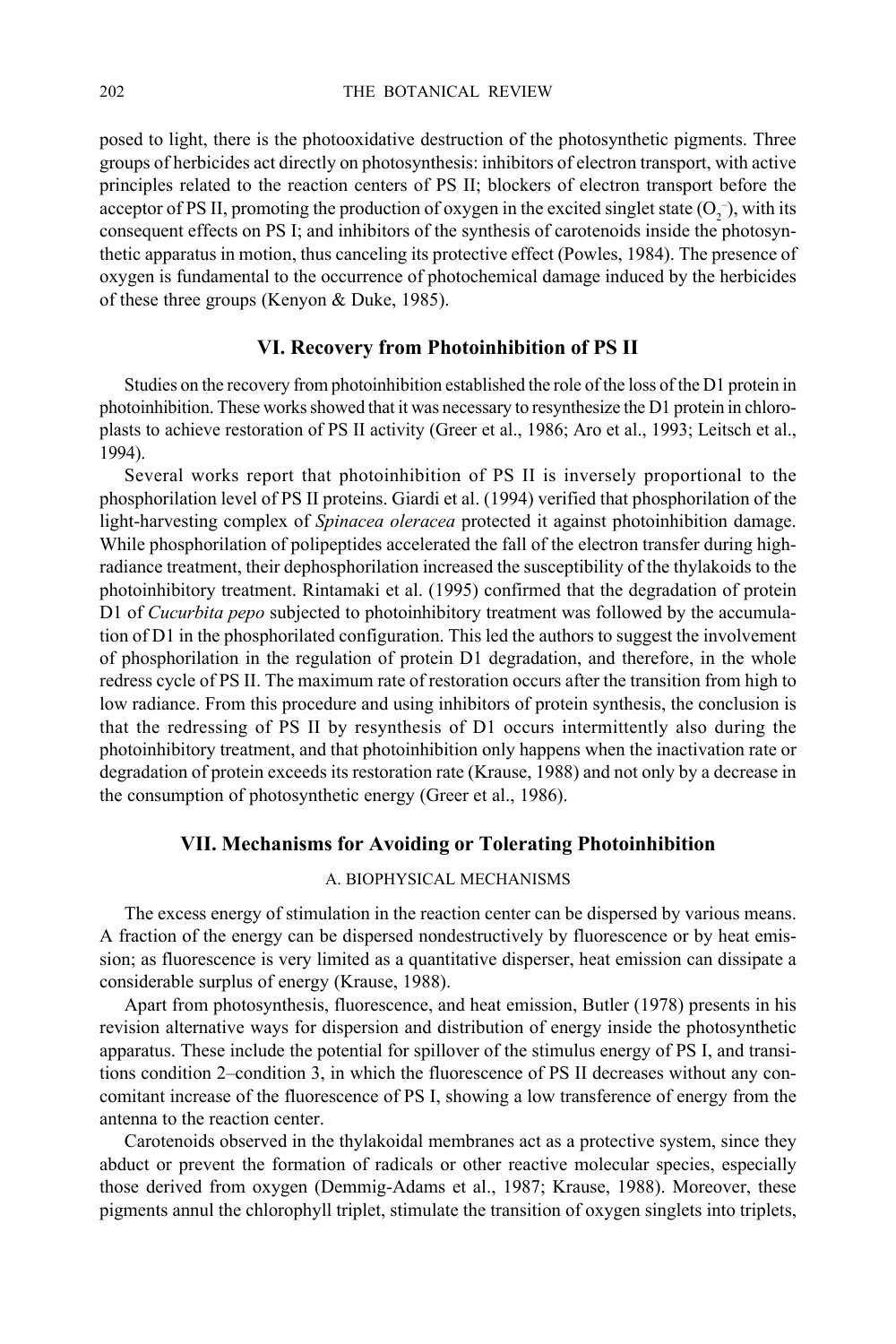posed to light, there is the photooxidative destruction of the photosynthetic pigments. Three groups of herbicides act directly on photosynthesis: inhibitors of electron transport, with active principles related to the reaction centers of PS II; blockers of electron transport before the acceptor of PS II, promoting the production of oxygen in the excited singlet state ($O_2^-$), with its consequent effects on PS I; and inhibitors of the synthesis of carotenoids inside the photosynthetic apparatus in motion, thus canceling its protective effect (Powles, 1984). The presence of oxygen is fundamental to the occurrence of photochemical damage induced by the herbicides of these three groups (Kenyon & Duke, 1985).

## VI. Recovery from Photoinhibition of PS II

Studies on the recovery from photoinhibition established the role of the loss of the D1 protein in photoinhibition. These works showed that it was necessary to resynthesize the D1 protein in chloroplasts to achieve restoration of PS II activity (Greer et al., 1986; Aro et al., 1993; Leitsch et al., 1994).

Several works report that photoinhibition of PS II is inversely proportional to the phosphorilation level of PS II proteins. Giardi et al. (1994) verified that phosphorilation of the light-harvesting complex of *Spinacea oleracea* protected it against photoinhibition damage. While phosphorilation of polipeptides accelerated the fall of the electron transfer during high-radiance treatment, their dephosphorilation increased the susceptibility of the thylakoids to the photoinhibitory treatment. Rintamaki et al. (1995) confirmed that the degradation of protein D1 of *Cucurbita pepo* subjected to photoinhibitory treatment was followed by the accumulation of D1 in the phosphorilated configuration. This led the authors to suggest the involvement of phosphorilation in the regulation of protein D1 degradation, and therefore, in the whole redress cycle of PS II. The maximum rate of restoration occurs after the transition from high to low radiance. From this procedure and using inhibitors of protein synthesis, the conclusion is that the redressing of PS II by resynthesis of D1 occurs intermittently also during the photoinhibitory treatment, and that photoinhibition only happens when the inactivation rate or degradation of protein exceeds its restoration rate (Krause, 1988) and not only by a decrease in the consumption of photosynthetic energy (Greer et al., 1986).

## VII. Mechanisms for Avoiding or Tolerating Photoinhibition

### A. Biophysical Mechanisms

The excess energy of stimulation in the reaction center can be dispersed by various means. A fraction of the energy can be dispersed nondestructively by fluorescence or by heat emission; as fluorescence is very limited as a quantitative disperser, heat emission can dissipate a considerable surplus of energy (Krause, 1988).

Apart from photosynthesis, fluorescence, and heat emission, Butler (1978) presents in his revision alternative ways for dispersion and distribution of energy inside the photosynthetic apparatus. These include the potential for spillover of the stimulus energy of PS I, and transitions condition 2–condition 3, in which the fluorescence of PS II decreases without any concomitant increase of the fluorescence of PS I, showing a low transference of energy from the antenna to the reaction center.

Carotenoids observed in the thylakoidal membranes act as a protective system, since they abduct or prevent the formation of radicals or other reactive molecular species, especially those derived from oxygen (Demmig-Adams et al., 1987; Krause, 1988). Moreover, these pigments annul the chlorophyll triplet, stimulate the transition of oxygen singlets into triplets,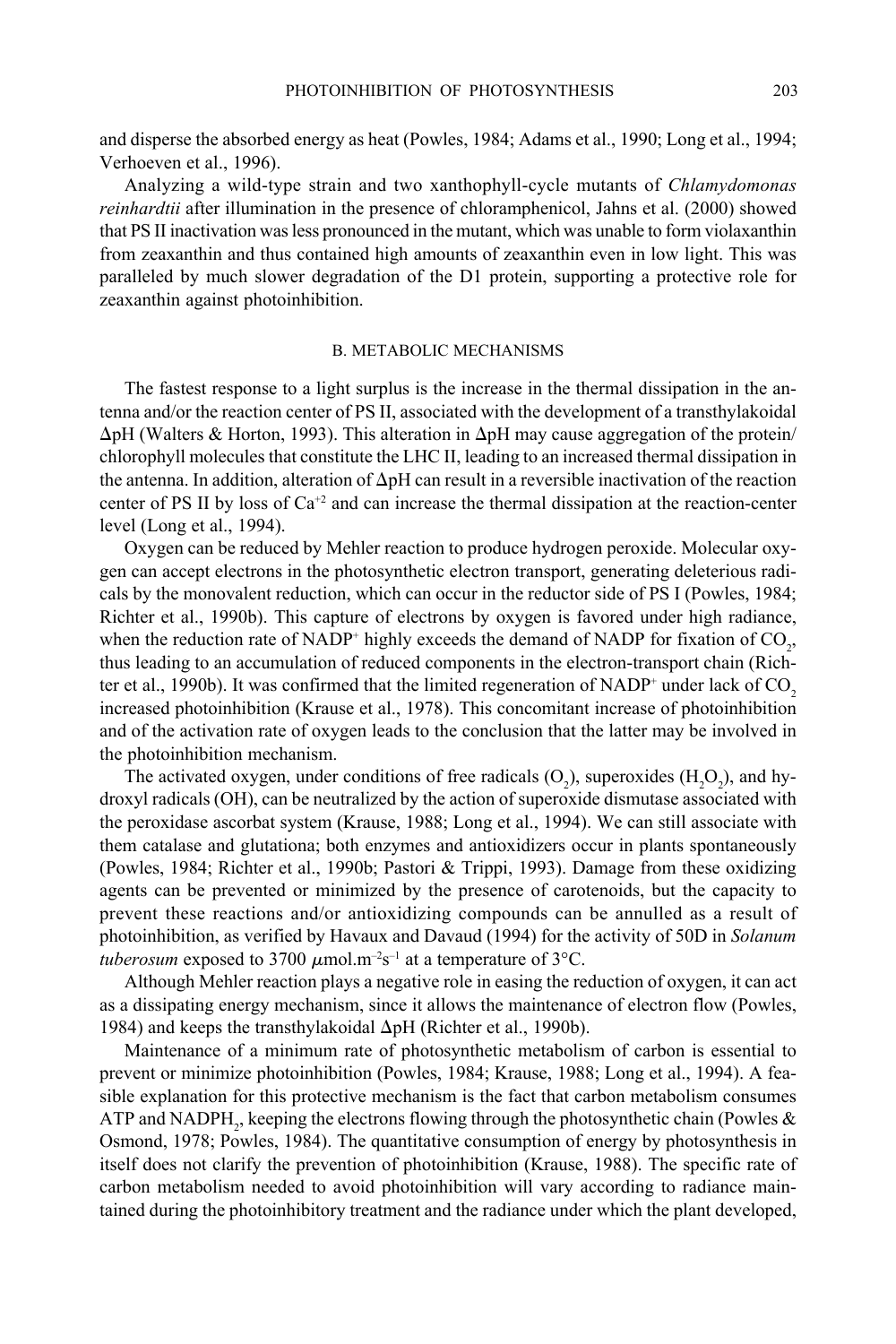and disperse the absorbed energy as heat (Powles, 1984; Adams et al., 1990; Long et al., 1994; Verhoeven et al., 1996).

Analyzing a wild-type strain and two xanthophyll-cycle mutants of *Chlamydomonas reinhardtii* after illumination in the presence of chloramphenicol, Jahns et al. (2000) showed that PS II inactivation was less pronounced in the mutant, which was unable to form violaxanthin from zeaxanthin and thus contained high amounts of zeaxanthin even in low light. This was paralleled by much slower degradation of the D1 protein, supporting a protective role for zeaxanthin against photoinhibition.

### B. METABOLIC MECHANISMS

The fastest response to a light surplus is the increase in the thermal dissipation in the antenna and/or the reaction center of PS II, associated with the development of a transthylakoidal ΔpH (Walters & Horton, 1993). This alteration in ΔpH may cause aggregation of the protein/chlorophyll molecules that constitute the LHC II, leading to an increased thermal dissipation in the antenna. In addition, alteration of ΔpH can result in a reversible inactivation of the reaction center of PS II by loss of $Ca^{+2}$ and can increase the thermal dissipation at the reaction-center level (Long et al., 1994).

Oxygen can be reduced by Mehler reaction to produce hydrogen peroxide. Molecular oxygen can accept electrons in the photosynthetic electron transport, generating deleterious radicals by the monovalent reduction, which can occur in the reductor side of PS I (Powles, 1984; Richter et al., 1990b). This capture of electrons by oxygen is favored under high radiance, when the reduction rate of $NADP^{+}$ highly exceeds the demand of NADP for fixation of $CO_2$, thus leading to an accumulation of reduced components in the electron-transport chain (Richter et al., 1990b). It was confirmed that the limited regeneration of $NADP^{+}$ under lack of $CO_2$ increased photoinhibition (Krause et al., 1978). This concomitant increase of photoinhibition and of the activation rate of oxygen leads to the conclusion that the latter may be involved in the photoinhibition mechanism.

The activated oxygen, under conditions of free radicals ($O_2$), superoxides ($H_2O_2$), and hydroxyl radicals (OH), can be neutralized by the action of superoxide dismutase associated with the peroxidase ascorbat system (Krause, 1988; Long et al., 1994). We can still associate with them catalase and glutationa; both enzymes and antioxidizers occur in plants spontaneously (Powles, 1984; Richter et al., 1990b; Pastori & Trippi, 1993). Damage from these oxidizing agents can be prevented or minimized by the presence of carotenoids, but the capacity to prevent these reactions and/or antioxidizing compounds can be annulled as a result of photoinhibition, as verified by Havaux and Davaud (1994) for the activity of 50D in *Solanum tuberosum* exposed to 3700 $\mu$mol.m$^{-2}$s$^{-1}$ at a temperature of 3°C.

Although Mehler reaction plays a negative role in easing the reduction of oxygen, it can act as a dissipating energy mechanism, since it allows the maintenance of electron flow (Powles, 1984) and keeps the transthylakoidal ΔpH (Richter et al., 1990b).

Maintenance of a minimum rate of photosynthetic metabolism of carbon is essential to prevent or minimize photoinhibition (Powles, 1984; Krause, 1988; Long et al., 1994). A feasible explanation for this protective mechanism is the fact that carbon metabolism consumes ATP and $NADPH_2$, keeping the electrons flowing through the photosynthetic chain (Powles & Osmond, 1978; Powles, 1984). The quantitative consumption of energy by photosynthesis in itself does not clarify the prevention of photoinhibition (Krause, 1988). The specific rate of carbon metabolism needed to avoid photoinhibition will vary according to radiance maintained during the photoinhibitory treatment and the radiance under which the plant developed,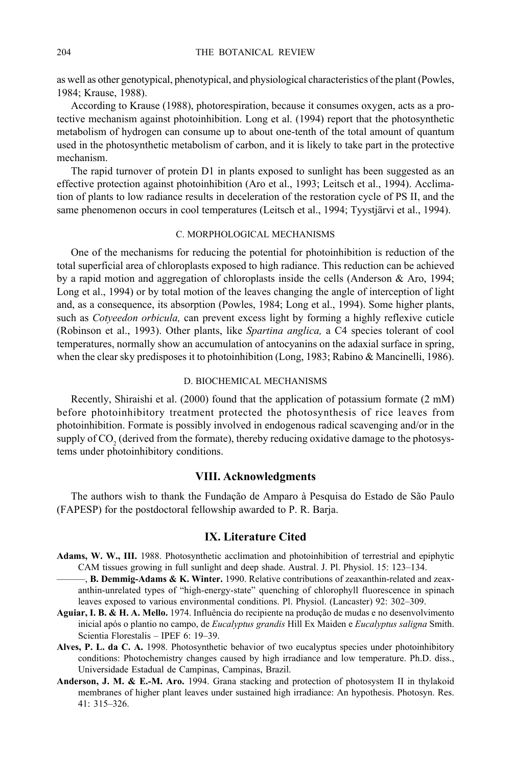as well as other genotypical, phenotypical, and physiological characteristics of the plant (Powles, 1984; Krause, 1988).

According to Krause (1988), photorespiration, because it consumes oxygen, acts as a protective mechanism against photoinhibition. Long et al. (1994) report that the photosynthetic metabolism of hydrogen can consume up to about one-tenth of the total amount of quantum used in the photosynthetic metabolism of carbon, and it is likely to take part in the protective mechanism.

The rapid turnover of protein D1 in plants exposed to sunlight has been suggested as an effective protection against photoinhibition (Aro et al., 1993; Leitsch et al., 1994). Acclimation of plants to low radiance results in deceleration of the restoration cycle of PS II, and the same phenomenon occurs in cool temperatures (Leitsch et al., 1994; Tyystjärvi et al., 1994).

### C. Morphological Mechanisms

One of the mechanisms for reducing the potential for photoinhibition is reduction of the total superficial area of chloroplasts exposed to high radiance. This reduction can be achieved by a rapid motion and aggregation of chloroplasts inside the cells (Anderson & Aro, 1994; Long et al., 1994) or by total motion of the leaves changing the angle of interception of light and, as a consequence, its absorption (Powles, 1984; Long et al., 1994). Some higher plants, such as *Cotyeedon orbicula,* can prevent excess light by forming a highly reflexive cuticle (Robinson et al., 1993). Other plants, like *Spartina anglica,* a C4 species tolerant of cool temperatures, normally show an accumulation of antocyanins on the adaxial surface in spring, when the clear sky predisposes it to photoinhibition (Long, 1983; Rabino & Mancinelli, 1986).

### D. Biochemical Mechanisms

Recently, Shiraishi et al. (2000) found that the application of potassium formate (2 mM) before photoinhibitory treatment protected the photosynthesis of rice leaves from photoinhibition. Formate is possibly involved in endogenous radical scavenging and/or in the supply of $CO_2$ (derived from the formate), thereby reducing oxidative damage to the photosystems under photoinhibitory conditions.

## VIII. Acknowledgments

The authors wish to thank the Fundação de Amparo à Pesquisa do Estado de São Paulo (FAPESP) for the postdoctoral fellowship awarded to P. R. Barja.

## IX. Literature Cited

**Adams, W. W., III.** 1988. Photosynthetic acclimation and photoinhibition of terrestrial and epiphytic CAM tissues growing in full sunlight and deep shade. Austral. J. Pl. Physiol. 15: 123–134.

———, **B. Demmig-Adams & K. Winter.** 1990. Relative contributions of zeaxanthin-related and zeaxanthin-unrelated types of "high-energy-state" quenching of chlorophyll fluorescence in spinach leaves exposed to various environmental conditions. Pl. Physiol. (Lancaster) 92: 302–309.

**Aguiar, I. B. & H. A. Mello.** 1974. Influência do recipiente na produção de mudas e no desenvolvimento inicial após o plantio no campo, de *Eucalyptus grandis* Hill Ex Maiden e *Eucalyptus saligna* Smith. Scientia Florestalis – IPEF 6: 19–39.

**Alves, P. L. da C. A.** 1998. Photosynthetic behavior of two eucalyptus species under photoinhibitory conditions: Photochemistry changes caused by high irradiance and low temperature. Ph.D. diss., Universidade Estadual de Campinas, Campinas, Brazil.

**Anderson, J. M. & E.-M. Aro.** 1994. Grana stacking and protection of photosystem II in thylakoid membranes of higher plant leaves under sustained high irradiance: An hypothesis. Photosyn. Res. 41: 315–326.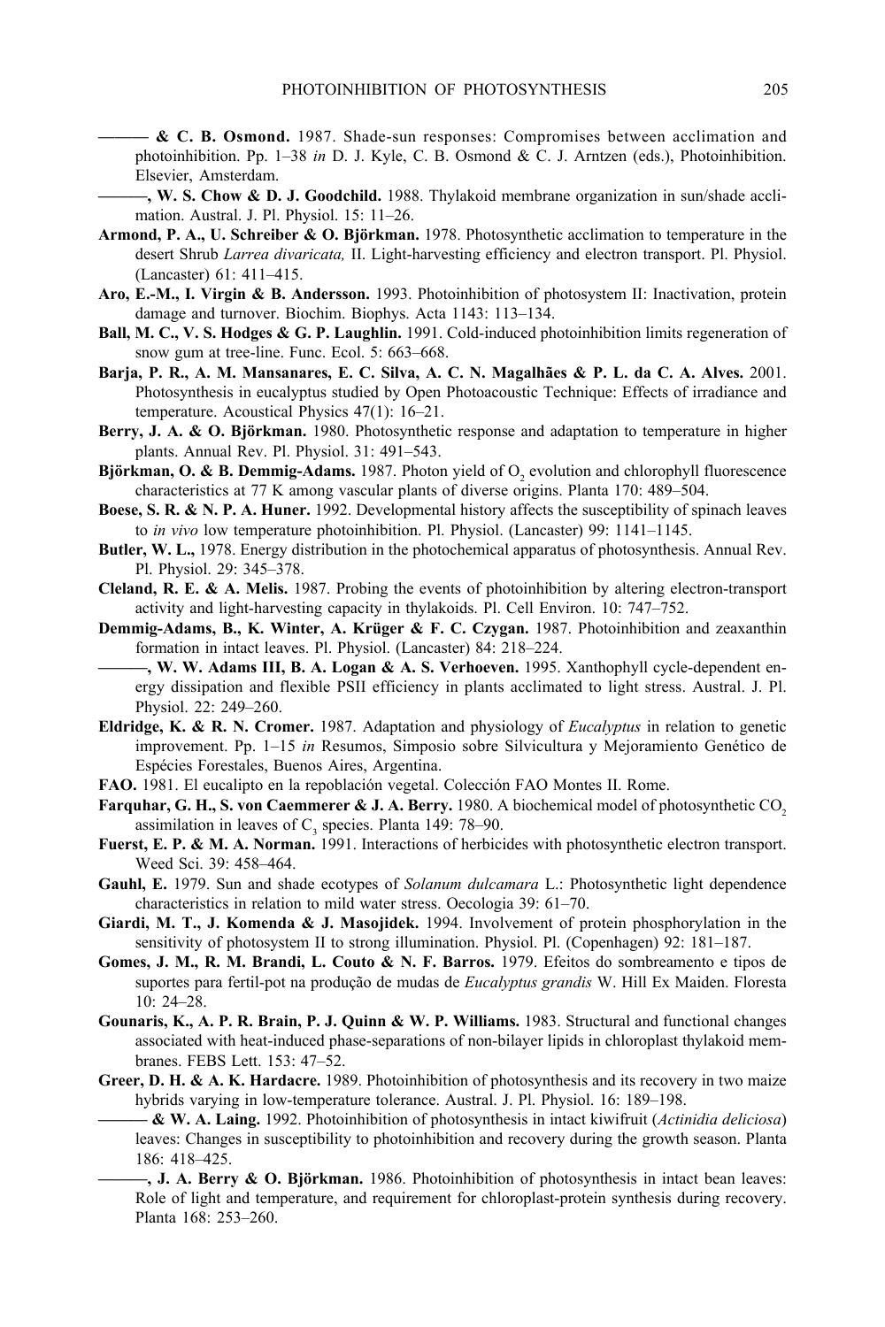——— **& C. B. Osmond.** 1987. Shade-sun responses: Compromises between acclimation and photoinhibition. Pp. 1–38 *in* D. J. Kyle, C. B. Osmond & C. J. Arntzen (eds.), Photoinhibition. Elsevier, Amsterdam.

———**, W. S. Chow & D. J. Goodchild.** 1988. Thylakoid membrane organization in sun/shade acclimation. Austral. J. Pl. Physiol. 15: 11–26.

**Armond, P. A., U. Schreiber & O. Björkman.** 1978. Photosynthetic acclimation to temperature in the desert Shrub *Larrea divaricata,* II. Light-harvesting efficiency and electron transport. Pl. Physiol. (Lancaster) 61: 411–415.

**Aro, E.-M., I. Virgin & B. Andersson.** 1993. Photoinhibition of photosystem II: Inactivation, protein damage and turnover. Biochim. Biophys. Acta 1143: 113–134.

**Ball, M. C., V. S. Hodges & G. P. Laughlin.** 1991. Cold-induced photoinhibition limits regeneration of snow gum at tree-line. Func. Ecol. 5: 663–668.

**Barja, P. R., A. M. Mansanares, E. C. Silva, A. C. N. Magalhães & P. L. da C. A. Alves.** 2001. Photosynthesis in eucalyptus studied by Open Photoacoustic Technique: Effects of irradiance and temperature. Acoustical Physics 47(1): 16–21.

**Berry, J. A. & O. Björkman.** 1980. Photosynthetic response and adaptation to temperature in higher plants. Annual Rev. Pl. Physiol. 31: 491–543.

**Björkman, O. & B. Demmig-Adams.** 1987. Photon yield of $O_2$ evolution and chlorophyll fluorescence characteristics at 77 K among vascular plants of diverse origins. Planta 170: 489–504.

**Boese, S. R. & N. P. A. Huner.** 1992. Developmental history affects the susceptibility of spinach leaves to *in vivo* low temperature photoinhibition. Pl. Physiol. (Lancaster) 99: 1141–1145.

**Butler, W. L.,** 1978. Energy distribution in the photochemical apparatus of photosynthesis. Annual Rev. Pl. Physiol. 29: 345–378.

**Cleland, R. E. & A. Melis.** 1987. Probing the events of photoinhibition by altering electron-transport activity and light-harvesting capacity in thylakoids. Pl. Cell Environ. 10: 747–752.

**Demmig-Adams, B., K. Winter, A. Krüger & F. C. Czygan.** 1987. Photoinhibition and zeaxanthin formation in intact leaves. Pl. Physiol. (Lancaster) 84: 218–224.

———**, W. W. Adams III, B. A. Logan & A. S. Verhoeven.** 1995. Xanthophyll cycle-dependent energy dissipation and flexible PSII efficiency in plants acclimated to light stress. Austral. J. Pl. Physiol. 22: 249–260.

**Eldridge, K. & R. N. Cromer.** 1987. Adaptation and physiology of *Eucalyptus* in relation to genetic improvement. Pp. 1–15 *in* Resumos, Simposio sobre Silvicultura y Mejoramiento Genético de Espécies Forestales, Buenos Aires, Argentina.

**FAO.** 1981. El eucalipto en la repoblación vegetal. Colección FAO Montes II. Rome.

**Farquhar, G. H., S. von Caemmerer & J. A. Berry.** 1980. A biochemical model of photosynthetic $CO_2$ assimilation in leaves of $C_3$ species. Planta 149: 78–90.

**Fuerst, E. P. & M. A. Norman.** 1991. Interactions of herbicides with photosynthetic electron transport. Weed Sci. 39: 458–464.

**Gauhl, E.** 1979. Sun and shade ecotypes of *Solanum dulcamara* L.: Photosynthetic light dependence characteristics in relation to mild water stress. Oecologia 39: 61–70.

**Giardi, M. T., J. Komenda & J. Masojidek.** 1994. Involvement of protein phosphorylation in the sensitivity of photosystem II to strong illumination. Physiol. Pl. (Copenhagen) 92: 181–187.

**Gomes, J. M., R. M. Brandi, L. Couto & N. F. Barros.** 1979. Efeitos do sombreamento e tipos de suportes para fertil-pot na produção de mudas de *Eucalyptus grandis* W. Hill Ex Maiden. Floresta 10: 24–28.

**Gounaris, K., A. P. R. Brain, P. J. Quinn & W. P. Williams.** 1983. Structural and functional changes associated with heat-induced phase-separations of non-bilayer lipids in chloroplast thylakoid membranes. FEBS Lett. 153: 47–52.

**Greer, D. H. & A. K. Hardacre.** 1989. Photoinhibition of photosynthesis and its recovery in two maize hybrids varying in low-temperature tolerance. Austral. J. Pl. Physiol. 16: 189–198.

——— **& W. A. Laing.** 1992. Photoinhibition of photosynthesis in intact kiwifruit (*Actinidia deliciosa*) leaves: Changes in susceptibility to photoinhibition and recovery during the growth season. Planta 186: 418–425.

———**, J. A. Berry & O. Björkman.** 1986. Photoinhibition of photosynthesis in intact bean leaves: Role of light and temperature, and requirement for chloroplast-protein synthesis during recovery. Planta 168: 253–260.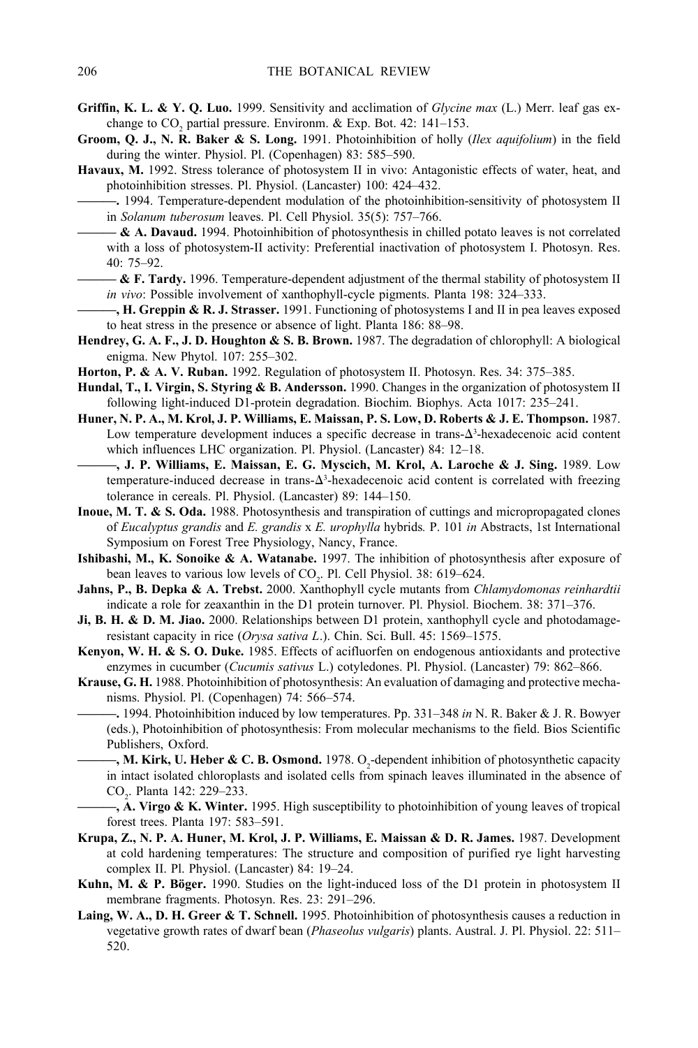**Griffin, K. L. & Y. Q. Luo.** 1999. Sensitivity and acclimation of *Glycine max* (L.) Merr. leaf gas exchange to $CO_2$ partial pressure. Environm. & Exp. Bot. 42: 141–153.

**Groom, Q. J., N. R. Baker & S. Long.** 1991. Photoinhibition of holly (*Ilex aquifolium*) in the field during the winter. Physiol. Pl. (Copenhagen) 83: 585–590.

**Havaux, M.** 1992. Stress tolerance of photosystem II in vivo: Antagonistic effects of water, heat, and photoinhibition stresses. Pl. Physiol. (Lancaster) 100: 424–432.

**———.** 1994. Temperature-dependent modulation of the photoinhibition-sensitivity of photosystem II in *Solanum tuberosum* leaves. Pl. Cell Physiol. 35(5): 757–766.

**——— & A. Davaud.** 1994. Photoinhibition of photosynthesis in chilled potato leaves is not correlated with a loss of photosystem-II activity: Preferential inactivation of photosystem I. Photosyn. Res. 40: 75–92.

**——— & F. Tardy.** 1996. Temperature-dependent adjustment of the thermal stability of photosystem II *in vivo*: Possible involvement of xanthophyll-cycle pigments. Planta 198: 324–333.

**———, H. Greppin & R. J. Strasser.** 1991. Functioning of photosystems I and II in pea leaves exposed to heat stress in the presence or absence of light. Planta 186: 88–98.

**Hendrey, G. A. F., J. D. Houghton & S. B. Brown.** 1987. The degradation of chlorophyll: A biological enigma. New Phytol. 107: 255–302.

**Horton, P. & A. V. Ruban.** 1992. Regulation of photosystem II. Photosyn. Res. 34: 375–385.

**Hundal, T., I. Virgin, S. Styring & B. Andersson.** 1990. Changes in the organization of photosystem II following light-induced D1-protein degradation. Biochim. Biophys. Acta 1017: 235–241.

**Huner, N. P. A., M. Krol, J. P. Williams, E. Maissan, P. S. Low, D. Roberts & J. E. Thompson.** 1987. Low temperature development induces a specific decrease in trans-$\Delta^3$-hexadecenoic acid content which influences LHC organization. Pl. Physiol. (Lancaster) 84: 12–18.

**———, J. P. Williams, E. Maissan, E. G. Myscich, M. Krol, A. Laroche & J. Sing.** 1989. Low temperature-induced decrease in trans-$\Delta^3$-hexadecenoic acid content is correlated with freezing tolerance in cereals. Pl. Physiol. (Lancaster) 89: 144–150.

**Inoue, M. T. & S. Oda.** 1988. Photosynthesis and transpiration of cuttings and micropropagated clones of *Eucalyptus grandis* and *E. grandis* x *E. urophylla* hybrids*.* P. 101 *in* Abstracts, 1st International Symposium on Forest Tree Physiology, Nancy, France.

**Ishibashi, M., K. Sonoike & A. Watanabe.** 1997. The inhibition of photosynthesis after exposure of bean leaves to various low levels of $CO_2$. Pl. Cell Physiol. 38: 619–624.

**Jahns, P., B. Depka & A. Trebst.** 2000. Xanthophyll cycle mutants from *Chlamydomonas reinhardtii* indicate a role for zeaxanthin in the D1 protein turnover. Pl. Physiol. Biochem. 38: 371–376.

**Ji, B. H. & D. M. Jiao.** 2000. Relationships between D1 protein, xanthophyll cycle and photodamage-resistant capacity in rice (*Orysa sativa L*.). Chin. Sci. Bull. 45: 1569–1575.

**Kenyon, W. H. & S. O. Duke.** 1985. Effects of acifluorfen on endogenous antioxidants and protective enzymes in cucumber (*Cucumis sativus* L.) cotyledones. Pl. Physiol. (Lancaster) 79: 862–866.

**Krause, G. H.** 1988. Photoinhibition of photosynthesis: An evaluation of damaging and protective mechanisms. Physiol. Pl. (Copenhagen) 74: 566–574.

**———.** 1994. Photoinhibition induced by low temperatures. Pp. 331–348 *in* N. R. Baker & J. R. Bowyer (eds.), Photoinhibition of photosynthesis: From molecular mechanisms to the field. Bios Scientific Publishers, Oxford.

**———, M. Kirk, U. Heber & C. B. Osmond.** 1978. $O_2$-dependent inhibition of photosynthetic capacity in intact isolated chloroplasts and isolated cells from spinach leaves illuminated in the absence of $CO_2$. Planta 142: 229–233.

**———, A. Virgo & K. Winter.** 1995. High susceptibility to photoinhibition of young leaves of tropical forest trees. Planta 197: 583–591.

**Krupa, Z., N. P. A. Huner, M. Krol, J. P. Williams, E. Maissan & D. R. James.** 1987. Development at cold hardening temperatures: The structure and composition of purified rye light harvesting complex II. Pl. Physiol. (Lancaster) 84: 19–24.

**Kuhn, M. & P. Böger.** 1990. Studies on the light-induced loss of the D1 protein in photosystem II membrane fragments. Photosyn. Res. 23: 291–296.

**Laing, W. A., D. H. Greer & T. Schnell.** 1995. Photoinhibition of photosynthesis causes a reduction in vegetative growth rates of dwarf bean (*Phaseolus vulgaris*) plants. Austral. J. Pl. Physiol. 22: 511–520.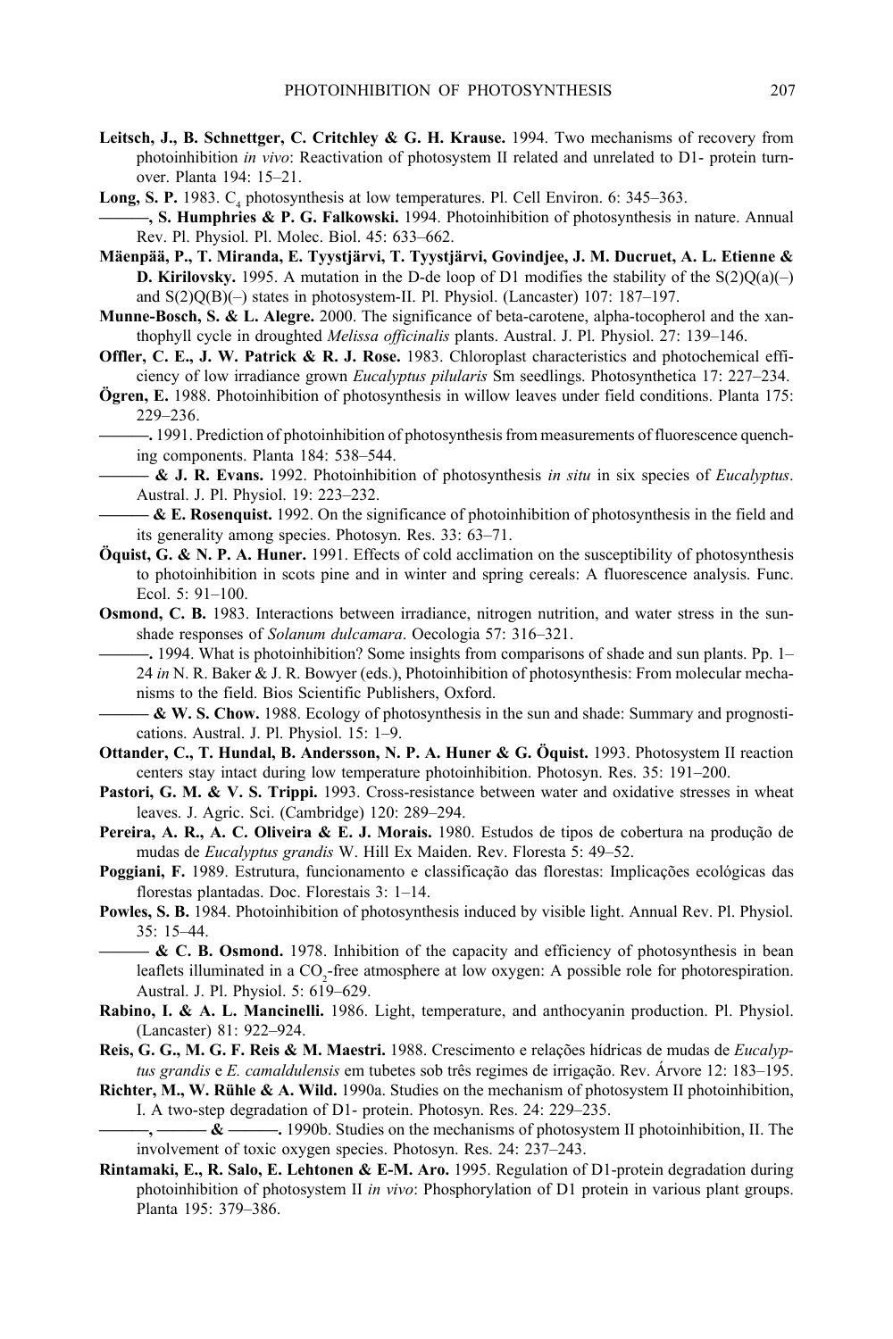**Leitsch, J., B. Schnettger, C. Critchley & G. H. Krause.** 1994. Two mechanisms of recovery from photoinhibition *in vivo*: Reactivation of photosystem II related and unrelated to D1- protein turnover. Planta 194: 15–21.

**Long, S. P.** 1983. $C_4$ photosynthesis at low temperatures. Pl. Cell Environ. 6: 345–363.

**———, S. Humphries & P. G. Falkowski.** 1994. Photoinhibition of photosynthesis in nature. Annual Rev. Pl. Physiol. Pl. Molec. Biol. 45: 633–662.

**Mäenpää, P., T. Miranda, E. Tyystjärvi, T. Tyystjärvi, Govindjee, J. M. Ducruet, A. L. Etienne & D. Kirilovsky.** 1995. A mutation in the D-de loop of D1 modifies the stability of the S(2)Q(a)(–) and S(2)Q(B)(–) states in photosystem-II. Pl. Physiol. (Lancaster) 107: 187–197.

**Munne-Bosch, S. & L. Alegre.** 2000. The significance of beta-carotene, alpha-tocopherol and the xanthophyll cycle in droughted *Melissa officinalis* plants. Austral. J. Pl. Physiol. 27: 139–146.

**Offler, C. E., J. W. Patrick & R. J. Rose.** 1983. Chloroplast characteristics and photochemical efficiency of low irradiance grown *Eucalyptus pilularis* Sm seedlings. Photosynthetica 17: 227–234.

**Ögren, E.** 1988. Photoinhibition of photosynthesis in willow leaves under field conditions. Planta 175: 229–236.

**———.** 1991. Prediction of photoinhibition of photosynthesis from measurements of fluorescence quenching components. Planta 184: 538–544.

**——— & J. R. Evans.** 1992. Photoinhibition of photosynthesis *in situ* in six species of *Eucalyptus*. Austral. J. Pl. Physiol. 19: 223–232.

**——— & E. Rosenquist.** 1992. On the significance of photoinhibition of photosynthesis in the field and its generality among species. Photosyn. Res. 33: 63–71.

**Öquist, G. & N. P. A. Huner.** 1991. Effects of cold acclimation on the susceptibility of photosynthesis to photoinhibition in scots pine and in winter and spring cereals: A fluorescence analysis. Func. Ecol. 5: 91–100.

**Osmond, C. B.** 1983. Interactions between irradiance, nitrogen nutrition, and water stress in the sun-shade responses of *Solanum dulcamara*. Oecologia 57: 316–321.

**———.** 1994. What is photoinhibition? Some insights from comparisons of shade and sun plants. Pp. 1–24 *in* N. R. Baker & J. R. Bowyer (eds.), Photoinhibition of photosynthesis: From molecular mechanisms to the field. Bios Scientific Publishers, Oxford.

**——— & W. S. Chow.** 1988. Ecology of photosynthesis in the sun and shade: Summary and prognostications. Austral. J. Pl. Physiol. 15: 1–9.

**Ottander, C., T. Hundal, B. Andersson, N. P. A. Huner & G. Öquist.** 1993. Photosystem II reaction centers stay intact during low temperature photoinhibition. Photosyn. Res. 35: 191–200.

**Pastori, G. M. & V. S. Trippi.** 1993. Cross-resistance between water and oxidative stresses in wheat leaves. J. Agric. Sci. (Cambridge) 120: 289–294.

**Pereira, A. R., A. C. Oliveira & E. J. Morais.** 1980. Estudos de tipos de cobertura na produção de mudas de *Eucalyptus grandis* W. Hill Ex Maiden. Rev. Floresta 5: 49–52.

**Poggiani, F.** 1989. Estrutura, funcionamento e classificação das florestas: Implicações ecológicas das florestas plantadas. Doc. Florestais 3: 1–14.

**Powles, S. B.** 1984. Photoinhibition of photosynthesis induced by visible light. Annual Rev. Pl. Physiol. 35: 15–44.

**——— & C. B. Osmond.** 1978. Inhibition of the capacity and efficiency of photosynthesis in bean leaflets illuminated in a $CO_2$-free atmosphere at low oxygen: A possible role for photorespiration. Austral. J. Pl. Physiol. 5: 619–629.

**Rabino, I. & A. L. Mancinelli.** 1986. Light, temperature, and anthocyanin production. Pl. Physiol. (Lancaster) 81: 922–924.

**Reis, G. G., M. G. F. Reis & M. Maestri.** 1988. Crescimento e relações hídricas de mudas de *Eucalyptus grandis* e *E. camaldulensis* em tubetes sob três regimes de irrigação. Rev. Árvore 12: 183–195.

**Richter, M., W. Rühle & A. Wild.** 1990a. Studies on the mechanism of photosystem II photoinhibition, I. A two-step degradation of D1- protein. Photosyn. Res. 24: 229–235.

**———, ——— & ———.** 1990b. Studies on the mechanisms of photosystem II photoinhibition, II. The involvement of toxic oxygen species. Photosyn. Res. 24: 237–243.

**Rintamaki, E., R. Salo, E. Lehtonen & E-M. Aro.** 1995. Regulation of D1-protein degradation during photoinhibition of photosystem II *in vivo*: Phosphorylation of D1 protein in various plant groups. Planta 195: 379–386.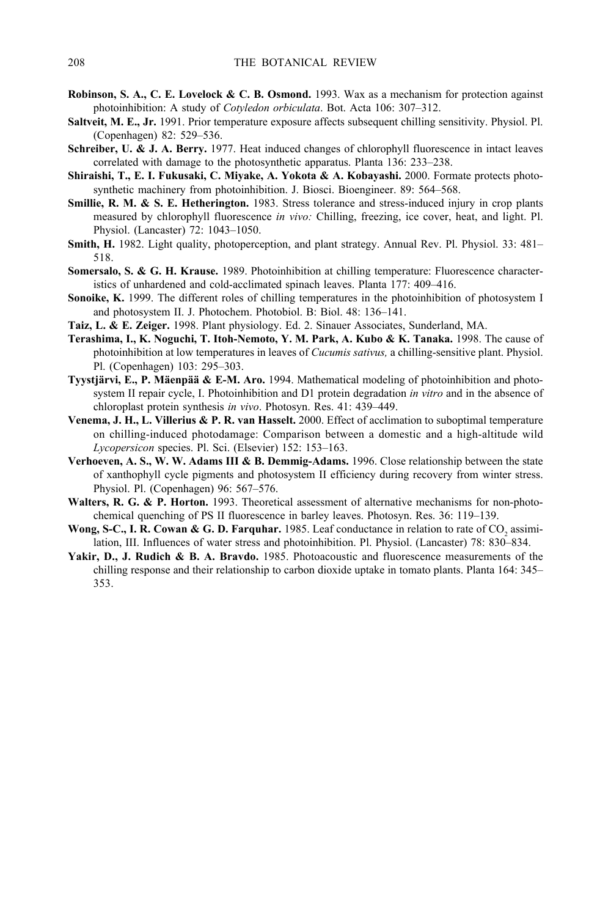**Robinson, S. A., C. E. Lovelock & C. B. Osmond.** 1993. Wax as a mechanism for protection against photoinhibition: A study of *Cotyledon orbiculata*. Bot. Acta 106: 307–312.

**Saltveit, M. E., Jr.** 1991. Prior temperature exposure affects subsequent chilling sensitivity. Physiol. Pl. (Copenhagen) 82: 529–536.

**Schreiber, U. & J. A. Berry.** 1977. Heat induced changes of chlorophyll fluorescence in intact leaves correlated with damage to the photosynthetic apparatus. Planta 136: 233–238.

**Shiraishi, T., E. I. Fukusaki, C. Miyake, A. Yokota & A. Kobayashi.** 2000. Formate protects photosynthetic machinery from photoinhibition. J. Biosci. Bioengineer. 89: 564–568.

**Smillie, R. M. & S. E. Hetherington.** 1983. Stress tolerance and stress-induced injury in crop plants measured by chlorophyll fluorescence *in vivo:* Chilling, freezing, ice cover, heat, and light. Pl. Physiol. (Lancaster) 72: 1043–1050.

**Smith, H.** 1982. Light quality, photoperception, and plant strategy. Annual Rev. Pl. Physiol. 33: 481–518.

**Somersalo, S. & G. H. Krause.** 1989. Photoinhibition at chilling temperature: Fluorescence characteristics of unhardened and cold-acclimated spinach leaves. Planta 177: 409–416.

**Sonoike, K.** 1999. The different roles of chilling temperatures in the photoinhibition of photosystem I and photosystem II. J. Photochem. Photobiol. B: Biol. 48: 136–141.

**Taiz, L. & E. Zeiger.** 1998. Plant physiology. Ed. 2. Sinauer Associates, Sunderland, MA.

**Terashima, I., K. Noguchi, T. Itoh-Nemoto, Y. M. Park, A. Kubo & K. Tanaka.** 1998. The cause of photoinhibition at low temperatures in leaves of *Cucumis sativus,* a chilling-sensitive plant. Physiol. Pl. (Copenhagen) 103: 295–303.

**Tyystjärvi, E., P. Mäenpää & E-M. Aro.** 1994. Mathematical modeling of photoinhibition and photosystem II repair cycle, I. Photoinhibition and D1 protein degradation *in vitro* and in the absence of chloroplast protein synthesis *in vivo*. Photosyn. Res. 41: 439–449.

**Venema, J. H., L. Villerius & P. R. van Hasselt.** 2000. Effect of acclimation to suboptimal temperature on chilling-induced photodamage: Comparison between a domestic and a high-altitude wild *Lycopersicon* species. Pl. Sci. (Elsevier) 152: 153–163.

**Verhoeven, A. S., W. W. Adams III & B. Demmig-Adams.** 1996. Close relationship between the state of xanthophyll cycle pigments and photosystem II efficiency during recovery from winter stress. Physiol. Pl. (Copenhagen) 96: 567–576.

**Walters, R. G. & P. Horton.** 1993. Theoretical assessment of alternative mechanisms for non-photochemical quenching of PS II fluorescence in barley leaves. Photosyn. Res. 36: 119–139.

**Wong, S-C., I. R. Cowan & G. D. Farquhar.** 1985. Leaf conductance in relation to rate of $CO_2$ assimilation, III. Influences of water stress and photoinhibition. Pl. Physiol. (Lancaster) 78: 830–834.

**Yakir, D., J. Rudich & B. A. Bravdo.** 1985. Photoacoustic and fluorescence measurements of the chilling response and their relationship to carbon dioxide uptake in tomato plants. Planta 164: 345–353.